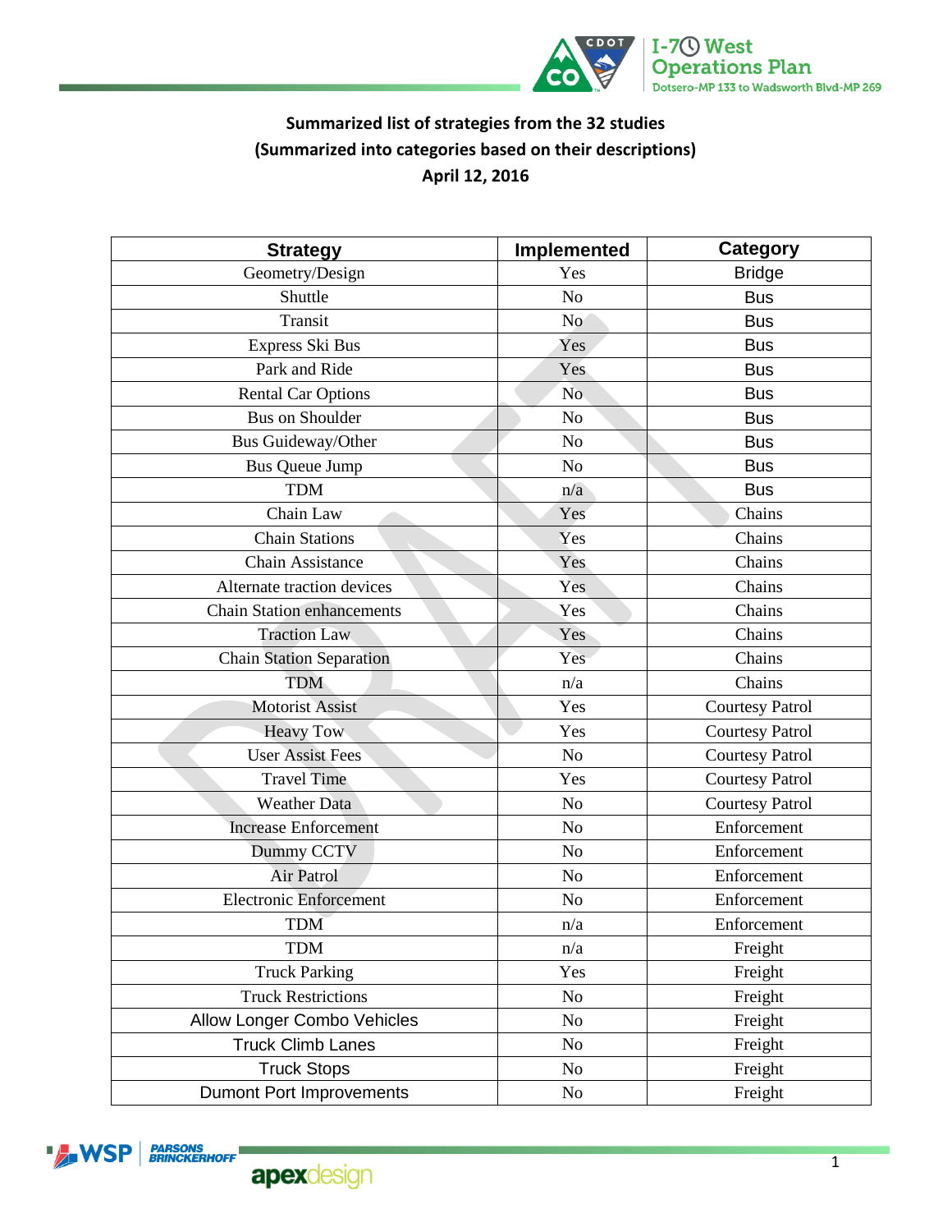**Summarized list of strategies from the 32 studies**
**(Summarized into categories based on their descriptions)**
**April 12, 2016**

| Strategy | Implemented | Category |
|---|---|---|
| Geometry/Design | Yes | Bridge |
| Shuttle | No | Bus |
| Transit | No | Bus |
| Express Ski Bus | Yes | Bus |
| Park and Ride | Yes | Bus |
| Rental Car Options | No | Bus |
| Bus on Shoulder | No | Bus |
| Bus Guideway/Other | No | Bus |
| Bus Queue Jump | No | Bus |
| TDM | n/a | Bus |
| Chain Law | Yes | Chains |
| Chain Stations | Yes | Chains |
| Chain Assistance | Yes | Chains |
| Alternate traction devices | Yes | Chains |
| Chain Station enhancements | Yes | Chains |
| Traction Law | Yes | Chains |
| Chain Station Separation | Yes | Chains |
| TDM | n/a | Chains |
| Motorist Assist | Yes | Courtesy Patrol |
| Heavy Tow | Yes | Courtesy Patrol |
| User Assist Fees | No | Courtesy Patrol |
| Travel Time | Yes | Courtesy Patrol |
| Weather Data | No | Courtesy Patrol |
| Increase Enforcement | No | Enforcement |
| Dummy CCTV | No | Enforcement |
| Air Patrol | No | Enforcement |
| Electronic Enforcement | No | Enforcement |
| TDM | n/a | Enforcement |
| TDM | n/a | Freight |
| Truck Parking | Yes | Freight |
| Truck Restrictions | No | Freight |
| Allow Longer Combo Vehicles | No | Freight |
| Truck Climb Lanes | No | Freight |
| Truck Stops | No | Freight |
| Dumont Port Improvements | No | Freight |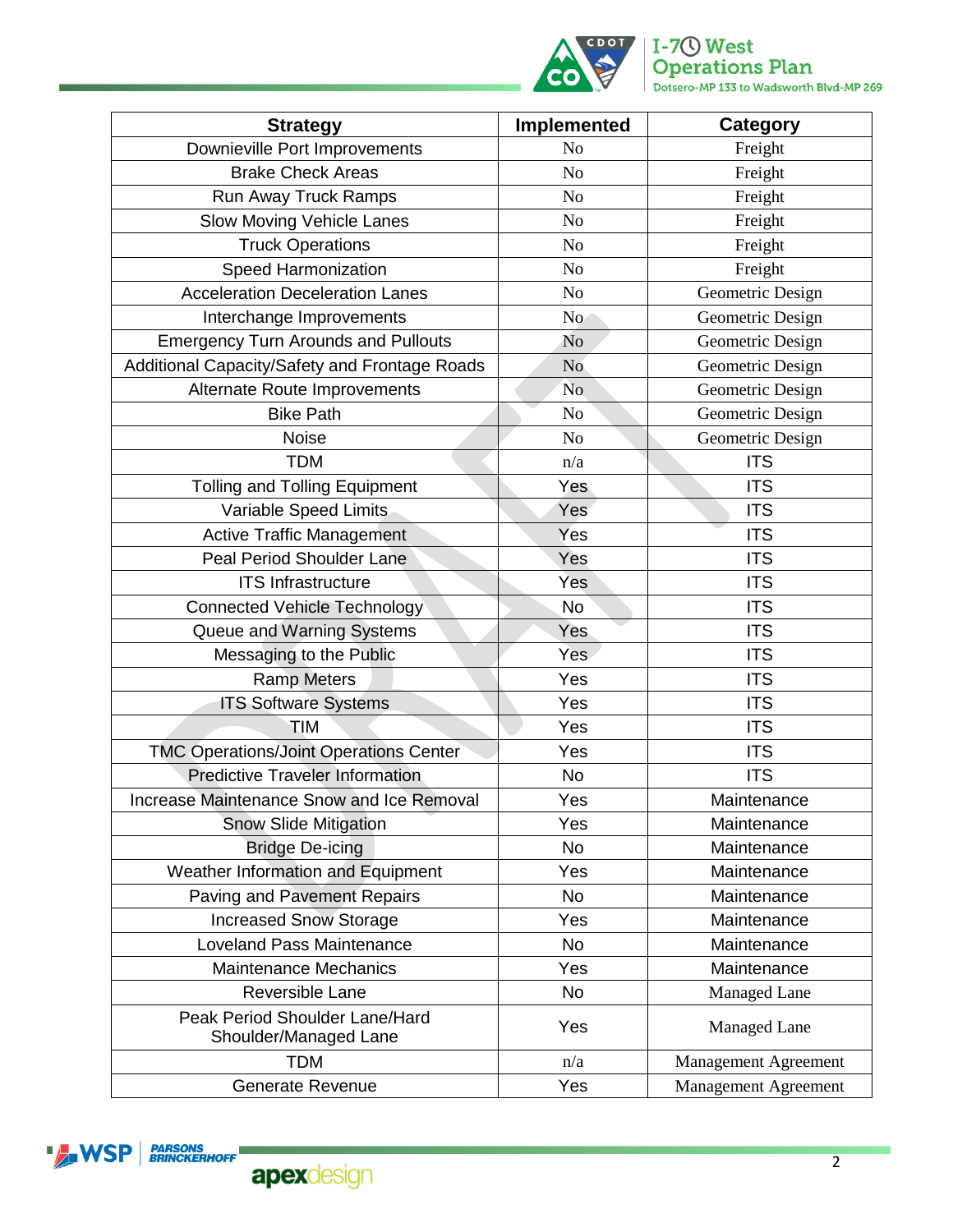| Strategy | Implemented | Category |
| --- | --- | --- |
| Downieville Port Improvements | No | Freight |
| Brake Check Areas | No | Freight |
| Run Away Truck Ramps | No | Freight |
| Slow Moving Vehicle Lanes | No | Freight |
| Truck Operations | No | Freight |
| Speed Harmonization | No | Freight |
| Acceleration Deceleration Lanes | No | Geometric Design |
| Interchange Improvements | No | Geometric Design |
| Emergency Turn Arounds and Pullouts | No | Geometric Design |
| Additional Capacity/Safety and Frontage Roads | No | Geometric Design |
| Alternate Route Improvements | No | Geometric Design |
| Bike Path | No | Geometric Design |
| Noise | No | Geometric Design |
| TDM | n/a | ITS |
| Tolling and Tolling Equipment | Yes | ITS |
| Variable Speed Limits | Yes | ITS |
| Active Traffic Management | Yes | ITS |
| Peal Period Shoulder Lane | Yes | ITS |
| ITS Infrastructure | Yes | ITS |
| Connected Vehicle Technology | No | ITS |
| Queue and Warning Systems | Yes | ITS |
| Messaging to the Public | Yes | ITS |
| Ramp Meters | Yes | ITS |
| ITS Software Systems | Yes | ITS |
| TIM | Yes | ITS |
| TMC Operations/Joint Operations Center | Yes | ITS |
| Predictive Traveler Information | No | ITS |
| Increase Maintenance Snow and Ice Removal | Yes | Maintenance |
| Snow Slide Mitigation | Yes | Maintenance |
| Bridge De-icing | No | Maintenance |
| Weather Information and Equipment | Yes | Maintenance |
| Paving and Pavement Repairs | No | Maintenance |
| Increased Snow Storage | Yes | Maintenance |
| Loveland Pass Maintenance | No | Maintenance |
| Maintenance Mechanics | Yes | Maintenance |
| Reversible Lane | No | Managed Lane |
| Peak Period Shoulder Lane/Hard Shoulder/Managed Lane | Yes | Managed Lane |
| TDM | n/a | Management Agreement |
| Generate Revenue | Yes | Management Agreement |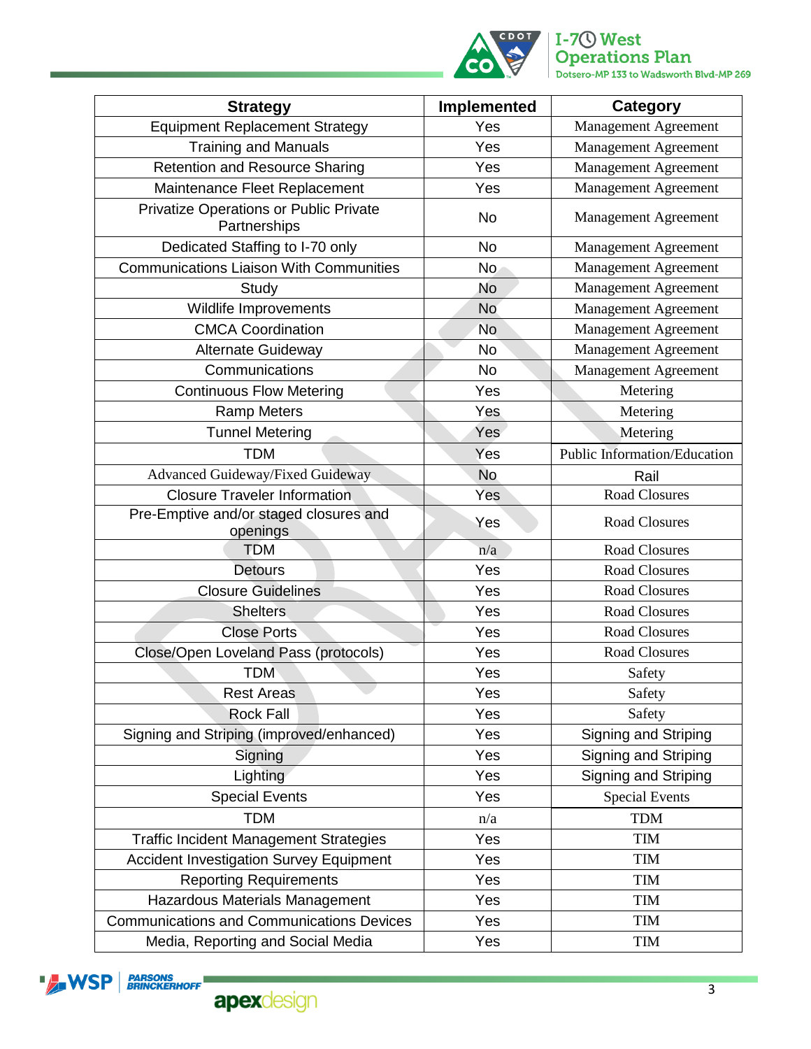| Strategy | Implemented | Category |
|---|---|---|
| Equipment Replacement Strategy | Yes | Management Agreement |
| Training and Manuals | Yes | Management Agreement |
| Retention and Resource Sharing | Yes | Management Agreement |
| Maintenance Fleet Replacement | Yes | Management Agreement |
| Privatize Operations or Public Private Partnerships | No | Management Agreement |
| Dedicated Staffing to I-70 only | No | Management Agreement |
| Communications Liaison With Communities | No | Management Agreement |
| Study | No | Management Agreement |
| Wildlife Improvements | No | Management Agreement |
| CMCA Coordination | No | Management Agreement |
| Alternate Guideway | No | Management Agreement |
| Communications | No | Management Agreement |
| Continuous Flow Metering | Yes | Metering |
| Ramp Meters | Yes | Metering |
| Tunnel Metering | Yes | Metering |
| TDM | Yes | Public Information/Education |
| Advanced Guideway/Fixed Guideway | No | Rail |
| Closure Traveler Information | Yes | Road Closures |
| Pre-Emptive and/or staged closures and openings | Yes | Road Closures |
| TDM | n/a | Road Closures |
| Detours | Yes | Road Closures |
| Closure Guidelines | Yes | Road Closures |
| Shelters | Yes | Road Closures |
| Close Ports | Yes | Road Closures |
| Close/Open Loveland Pass (protocols) | Yes | Road Closures |
| TDM | Yes | Safety |
| Rest Areas | Yes | Safety |
| Rock Fall | Yes | Safety |
| Signing and Striping (improved/enhanced) | Yes | Signing and Striping |
| Signing | Yes | Signing and Striping |
| Lighting | Yes | Signing and Striping |
| Special Events | Yes | Special Events |
| TDM | n/a | TDM |
| Traffic Incident Management Strategies | Yes | TIM |
| Accident Investigation Survey Equipment | Yes | TIM |
| Reporting Requirements | Yes | TIM |
| Hazardous Materials Management | Yes | TIM |
| Communications and Communications Devices | Yes | TIM |
| Media, Reporting and Social Media | Yes | TIM |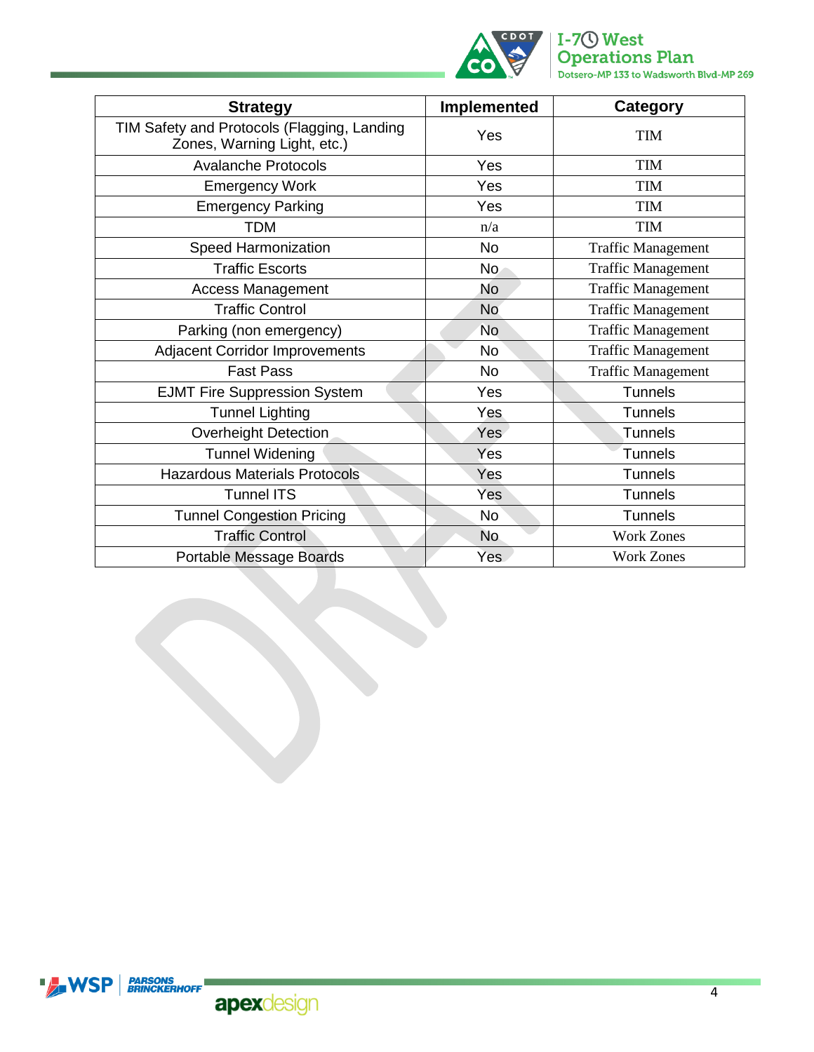| Strategy | Implemented | Category |
|---|---|---|
| TIM Safety and Protocols (Flagging, Landing Zones, Warning Light, etc.) | Yes | TIM |
| Avalanche Protocols | Yes | TIM |
| Emergency Work | Yes | TIM |
| Emergency Parking | Yes | TIM |
| TDM | n/a | TIM |
| Speed Harmonization | No | Traffic Management |
| Traffic Escorts | No | Traffic Management |
| Access Management | No | Traffic Management |
| Traffic Control | No | Traffic Management |
| Parking (non emergency) | No | Traffic Management |
| Adjacent Corridor Improvements | No | Traffic Management |
| Fast Pass | No | Traffic Management |
| EJMT Fire Suppression System | Yes | Tunnels |
| Tunnel Lighting | Yes | Tunnels |
| Overheight Detection | Yes | Tunnels |
| Tunnel Widening | Yes | Tunnels |
| Hazardous Materials Protocols | Yes | Tunnels |
| Tunnel ITS | Yes | Tunnels |
| Tunnel Congestion Pricing | No | Tunnels |
| Traffic Control | No | Work Zones |
| Portable Message Boards | Yes | Work Zones |